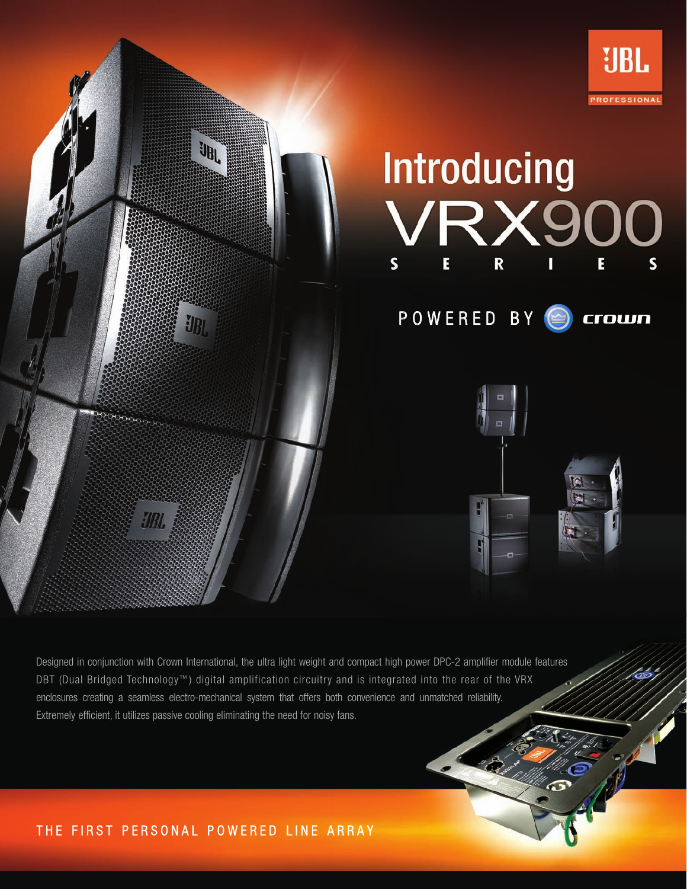# Introducing VRX900 SERIES

POWERED BY crown

Designed in conjunction with Crown International, the ultra light weight and compact high power DPC-2 amplifier module features DBT (Dual Bridged Technology™) digital amplification circuitry and is integrated into the rear of the VRX enclosures creating a seamless electro-mechanical system that offers both convenience and unmatched reliability. Extremely efficient, it utilizes passive cooling eliminating the need for noisy fans.

THE FIRST PERSONAL POWERED LINE ARRAY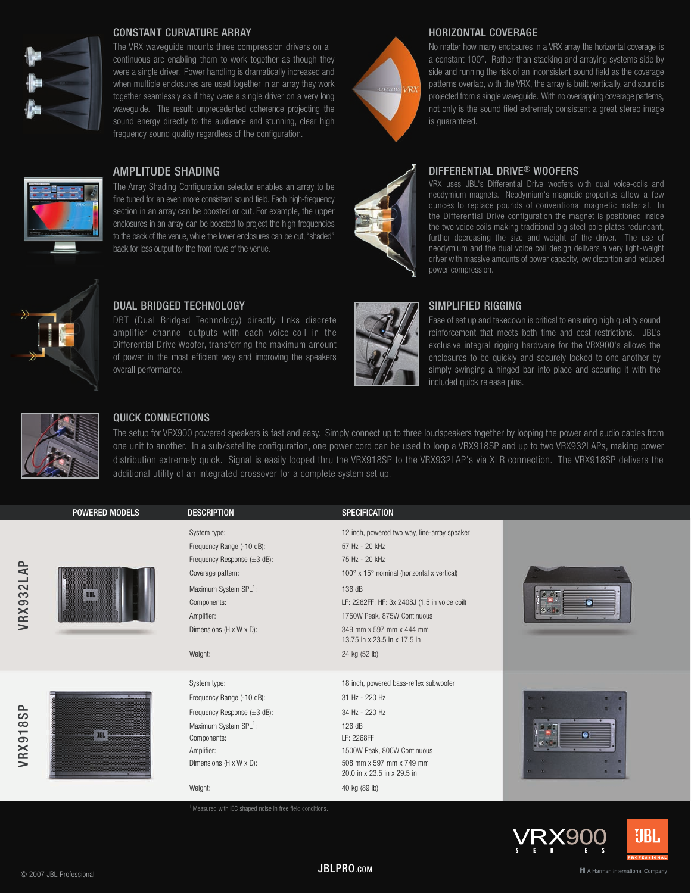## CONSTANT CURVATURE ARRAY

The VRX waveguide mounts three compression drivers on a continuous arc enabling them to work together as though they were a single driver. Power handling is dramatically increased and when multiple enclosures are used together in an array they work together seamlessly as if they were a single driver on a very long waveguide. The result: unprecedented coherence projecting the sound energy directly to the audience and stunning, clear high frequency sound quality regardless of the configuration.

## AMPLITUDE SHADING

The Array Shading Configuration selector enables an array to be fine tuned for an even more consistent sound field. Each high-frequency section in an array can be boosted or cut. For example, the upper enclosures in an array can be boosted to project the high frequencies to the back of the venue, while the lower enclosures can be cut, "shaded" back for less output for the front rows of the venue.

## DUAL BRIDGED TECHNOLOGY

DBT (Dual Bridged Technology) directly links discrete amplifier channel outputs with each voice-coil in the Differential Drive Woofer, transferring the maximum amount of power in the most efficient way and improving the speakers overall performance.

## HORIZONTAL COVERAGE

No matter how many enclosures in a VRX array the horizontal coverage is a constant 100°. Rather than stacking and arraying systems side by side and running the risk of an inconsistent sound field as the coverage patterns overlap, with the VRX, the array is built vertically, and sound is projected from a single waveguide. With no overlapping coverage patterns, not only is the sound filed extremely consistent a great stereo image is guaranteed.

## DIFFERENTIAL DRIVE® WOOFERS

VRX uses JBL's Differential Drive woofers with dual voice-coils and neodymium magnets. Neodymium's magnetic properties allow a few ounces to replace pounds of conventional magnetic material. In the Differential Drive configuration the magnet is positioned inside the two voice coils making traditional big steel pole plates redundant, further decreasing the size and weight of the driver. The use of neodymium and the dual voice coil design delivers a very light-weight driver with massive amounts of power capacity, low distortion and reduced power compression.

## SIMPLIFIED RIGGING

Ease of set up and takedown is critical to ensuring high quality sound reinforcement that meets both time and cost restrictions. JBL's exclusive integral rigging hardware for the VRX900's allows the enclosures to be quickly and securely locked to one another by simply swinging a hinged bar into place and securing it with the included quick release pins.

## QUICK CONNECTIONS

The setup for VRX900 powered speakers is fast and easy. Simply connect up to three loudspeakers together by looping the power and audio cables from one unit to another. In a sub/satellite configuration, one power cord can be used to loop a VRX918SP and up to two VRX932LAPs, making power distribution extremely quick. Signal is easily looped thru the VRX918SP to the VRX932LAP's via XLR connection. The VRX918SP delivers the additional utility of an integrated crossover for a complete system set up.

| POWERED MODELS | DESCRIPTION | SPECIFICATION |
|---|---|---|
| VRX932LAP | System type: | 12 inch, powered two way, line-array speaker |
| | Frequency Range (-10 dB): | 57 Hz - 20 kHz |
| | Frequency Response (±3 dB): | 75 Hz - 20 kHz |
| | Coverage pattern: | 100° x 15° nominal (horizontal x vertical) |
| | Maximum System SPL[1]: | 136 dB |
| | Components: | LF: 2262FF; HF: 3x 2408J (1.5 in voice coil) |
| | Amplifier: | 1750W Peak, 875W Continuous |
| | Dimensions (H x W x D): | 349 mm x 597 mm x 444 mm<br>13.75 in x 23.5 in x 17.5 in |
| | Weight: | 24 kg (52 lb) |
| VRX918SP | System type: | 18 inch, powered bass-reflex subwoofer |
| | Frequency Range (-10 dB): | 31 Hz - 220 Hz |
| | Frequency Response (±3 dB): | 34 Hz - 220 Hz |
| | Maximum System SPL[1]: | 126 dB |
| | Components: | LF: 2268FF |
| | Amplifier: | 1500W Peak, 800W Continuous |
| | Dimensions (H x W x D): | 508 mm x 597 mm x 749 mm<br>20.0 in x 23.5 in x 29.5 in |
| | Weight: | 40 kg (89 lb) |

[1] Measured with IEC shaped noise in free field conditions.

VRX900 SERIES

JBL PROFESSIONAL

© 2007 JBL Professional

JBLPRO.COM

A Harman International Company